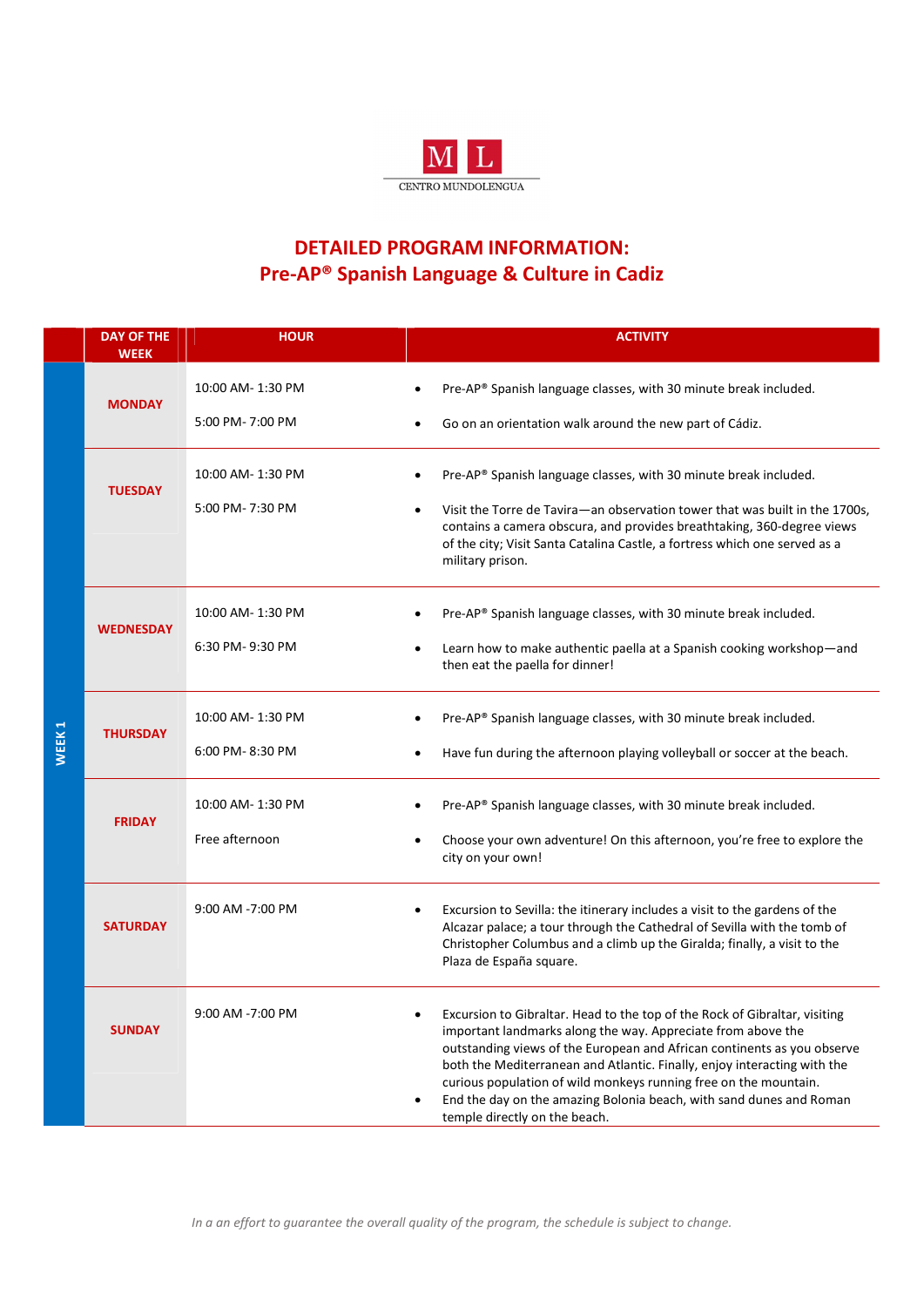M L

CENTRO MUNDOLENGUA

# DETAILED PROGRAM INFORMATION:
# Pre-AP® Spanish Language & Culture in Cadiz

| | DAY OF THE WEEK | HOUR | ACTIVITY |
|---|---|---|---|
| WEEK 1 | MONDAY | 10:00 AM- 1:30 PM<br>5:00 PM- 7:00 PM | • Pre-AP® Spanish language classes, with 30 minute break included.<br>• Go on an orientation walk around the new part of Cádiz. |
| | TUESDAY | 10:00 AM- 1:30 PM<br>5:00 PM- 7:30 PM | • Pre-AP® Spanish language classes, with 30 minute break included.<br>• Visit the Torre de Tavira—an observation tower that was built in the 1700s, contains a camera obscura, and provides breathtaking, 360-degree views of the city; Visit Santa Catalina Castle, a fortress which one served as a military prison. |
| | WEDNESDAY | 10:00 AM- 1:30 PM<br>6:30 PM- 9:30 PM | • Pre-AP® Spanish language classes, with 30 minute break included.<br>• Learn how to make authentic paella at a Spanish cooking workshop—and then eat the paella for dinner! |
| | THURSDAY | 10:00 AM- 1:30 PM<br>6:00 PM- 8:30 PM | • Pre-AP® Spanish language classes, with 30 minute break included.<br>• Have fun during the afternoon playing volleyball or soccer at the beach. |
| | FRIDAY | 10:00 AM- 1:30 PM<br>Free afternoon | • Pre-AP® Spanish language classes, with 30 minute break included.<br>• Choose your own adventure! On this afternoon, you're free to explore the city on your own! |
| | SATURDAY | 9:00 AM -7:00 PM | • Excursion to Sevilla: the itinerary includes a visit to the gardens of the Alcazar palace; a tour through the Cathedral of Sevilla with the tomb of Christopher Columbus and a climb up the Giralda; finally, a visit to the Plaza de España square. |
| | SUNDAY | 9:00 AM -7:00 PM | • Excursion to Gibraltar. Head to the top of the Rock of Gibraltar, visiting important landmarks along the way. Appreciate from above the outstanding views of the European and African continents as you observe both the Mediterranean and Atlantic. Finally, enjoy interacting with the curious population of wild monkeys running free on the mountain.<br>• End the day on the amazing Bolonia beach, with sand dunes and Roman temple directly on the beach. |

*In a an effort to guarantee the overall quality of the program, the schedule is subject to change.*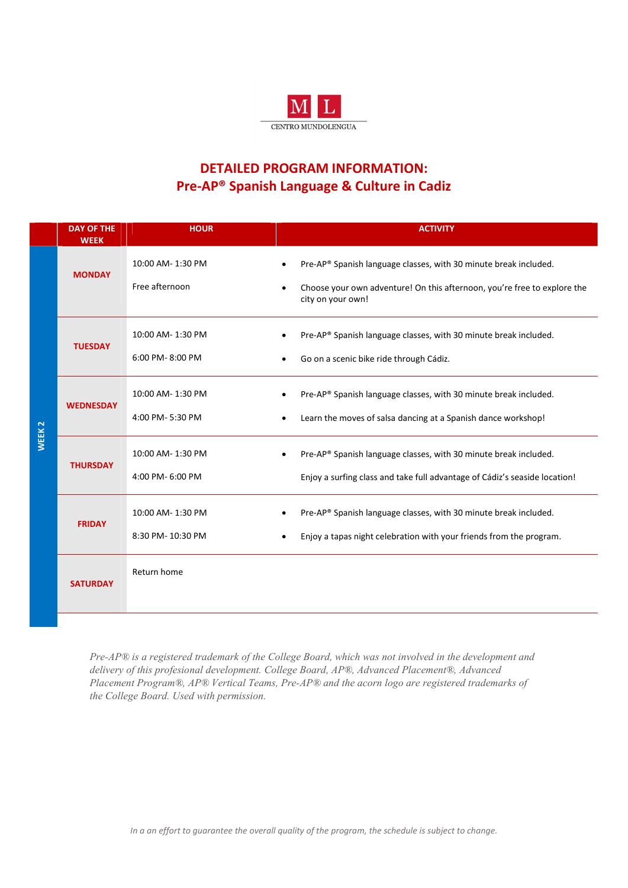M L
CENTRO MUNDOLENGUA

# DETAILED PROGRAM INFORMATION:
# Pre-AP® Spanish Language & Culture in Cadiz

| | DAY OF THE WEEK | HOUR | ACTIVITY |
|---|---|---|---|
| WEEK 2 | MONDAY | 10:00 AM- 1:30 PM<br>Free afternoon | • Pre-AP® Spanish language classes, with 30 minute break included.<br>• Choose your own adventure! On this afternoon, you're free to explore the city on your own! |
| | TUESDAY | 10:00 AM- 1:30 PM<br>6:00 PM- 8:00 PM | • Pre-AP® Spanish language classes, with 30 minute break included.<br>• Go on a scenic bike ride through Cádiz. |
| | WEDNESDAY | 10:00 AM- 1:30 PM<br>4:00 PM- 5:30 PM | • Pre-AP® Spanish language classes, with 30 minute break included.<br>• Learn the moves of salsa dancing at a Spanish dance workshop! |
| | THURSDAY | 10:00 AM- 1:30 PM<br>4:00 PM- 6:00 PM | • Pre-AP® Spanish language classes, with 30 minute break included.<br>Enjoy a surfing class and take full advantage of Cádiz's seaside location! |
| | FRIDAY | 10:00 AM- 1:30 PM<br>8:30 PM- 10:30 PM | • Pre-AP® Spanish language classes, with 30 minute break included.<br>• Enjoy a tapas night celebration with your friends from the program. |
| | SATURDAY | Return home | |

*Pre-AP® is a registered trademark of the College Board, which was not involved in the development and delivery of this profesional development. College Board, AP®, Advanced Placement®, Advanced Placement Program®, AP® Vertical Teams, Pre-AP® and the acorn logo are registered trademarks of the College Board. Used with permission.*

*In a an effort to guarantee the overall quality of the program, the schedule is subject to change.*